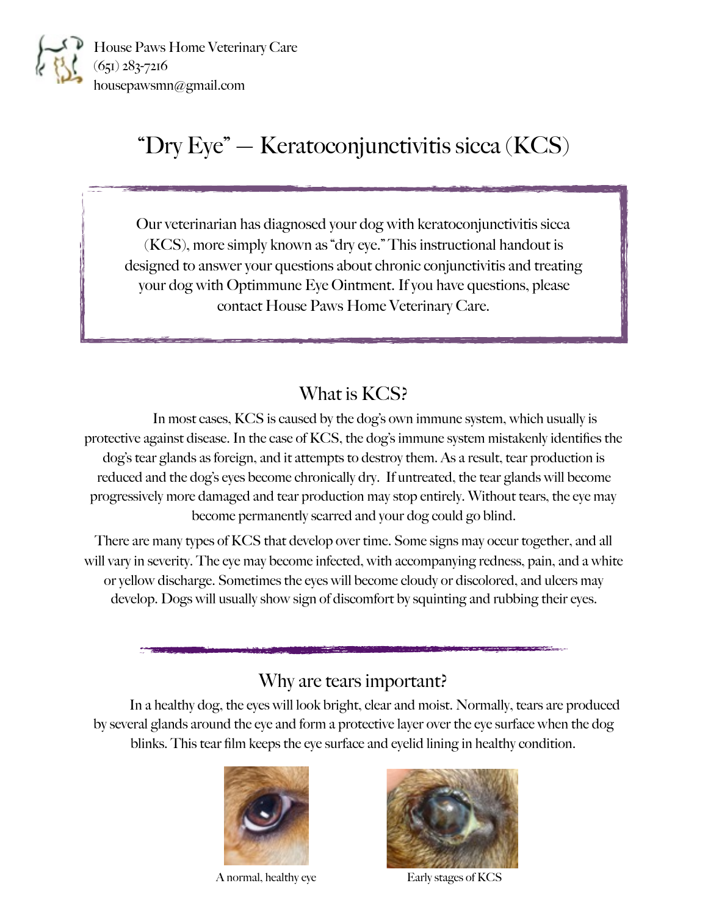House Paws Home Veterinary Care
(651) 283-7216
housepawsmn@gmail.com

# "Dry Eye" — Keratoconjunctivitis sicca (KCS)

Our veterinarian has diagnosed your dog with keratoconjunctivitis sicca (KCS), more simply known as "dry eye." This instructional handout is designed to answer your questions about chronic conjunctivitis and treating your dog with Optimmune Eye Ointment. If you have questions, please contact House Paws Home Veterinary Care.

## What is KCS?

In most cases, KCS is caused by the dog's own immune system, which usually is protective against disease. In the case of KCS, the dog's immune system mistakenly identifies the dog's tear glands as foreign, and it attempts to destroy them. As a result, tear production is reduced and the dog's eyes become chronically dry. If untreated, the tear glands will become progressively more damaged and tear production may stop entirely. Without tears, the eye may become permanently scarred and your dog could go blind.

There are many types of KCS that develop over time. Some signs may occur together, and all will vary in severity. The eye may become infected, with accompanying redness, pain, and a white or yellow discharge. Sometimes the eyes will become cloudy or discolored, and ulcers may develop. Dogs will usually show sign of discomfort by squinting and rubbing their eyes.

## Why are tears important?

In a healthy dog, the eyes will look bright, clear and moist. Normally, tears are produced by several glands around the eye and form a protective layer over the eye surface when the dog blinks. This tear film keeps the eye surface and eyelid lining in healthy condition.

A normal, healthy eye

Early stages of KCS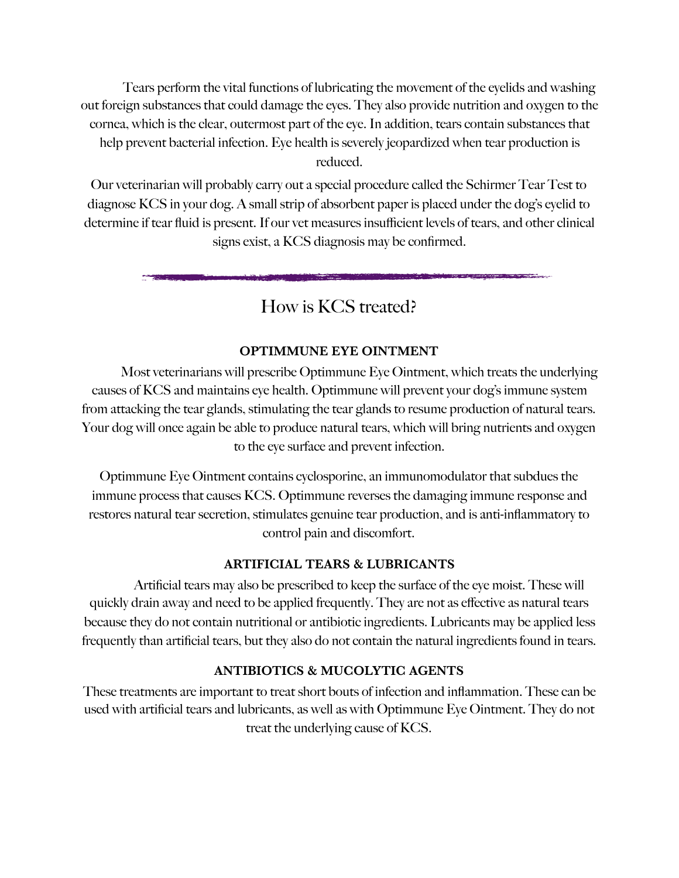Tears perform the vital functions of lubricating the movement of the eyelids and washing out foreign substances that could damage the eyes. They also provide nutrition and oxygen to the cornea, which is the clear, outermost part of the eye. In addition, tears contain substances that help prevent bacterial infection. Eye health is severely jeopardized when tear production is reduced.

Our veterinarian will probably carry out a special procedure called the Schirmer Tear Test to diagnose KCS in your dog. A small strip of absorbent paper is placed under the dog's eyelid to determine if tear fluid is present. If our vet measures insufficient levels of tears, and other clinical signs exist, a KCS diagnosis may be confirmed.

## How is KCS treated?

**OPTIMMUNE EYE OINTMENT**

Most veterinarians will prescribe Optimmune Eye Ointment, which treats the underlying causes of KCS and maintains eye health. Optimmune will prevent your dog's immune system from attacking the tear glands, stimulating the tear glands to resume production of natural tears. Your dog will once again be able to produce natural tears, which will bring nutrients and oxygen to the eye surface and prevent infection.

Optimmune Eye Ointment contains cyclosporine, an immunomodulator that subdues the immune process that causes KCS. Optimmune reverses the damaging immune response and restores natural tear secretion, stimulates genuine tear production, and is anti-inflammatory to control pain and discomfort.

**ARTIFICIAL TEARS & LUBRICANTS**

Artificial tears may also be prescribed to keep the surface of the eye moist. These will quickly drain away and need to be applied frequently. They are not as effective as natural tears because they do not contain nutritional or antibiotic ingredients. Lubricants may be applied less frequently than artificial tears, but they also do not contain the natural ingredients found in tears.

**ANTIBIOTICS & MUCOLYTIC AGENTS**

These treatments are important to treat short bouts of infection and inflammation. These can be used with artificial tears and lubricants, as well as with Optimmune Eye Ointment. They do not treat the underlying cause of KCS.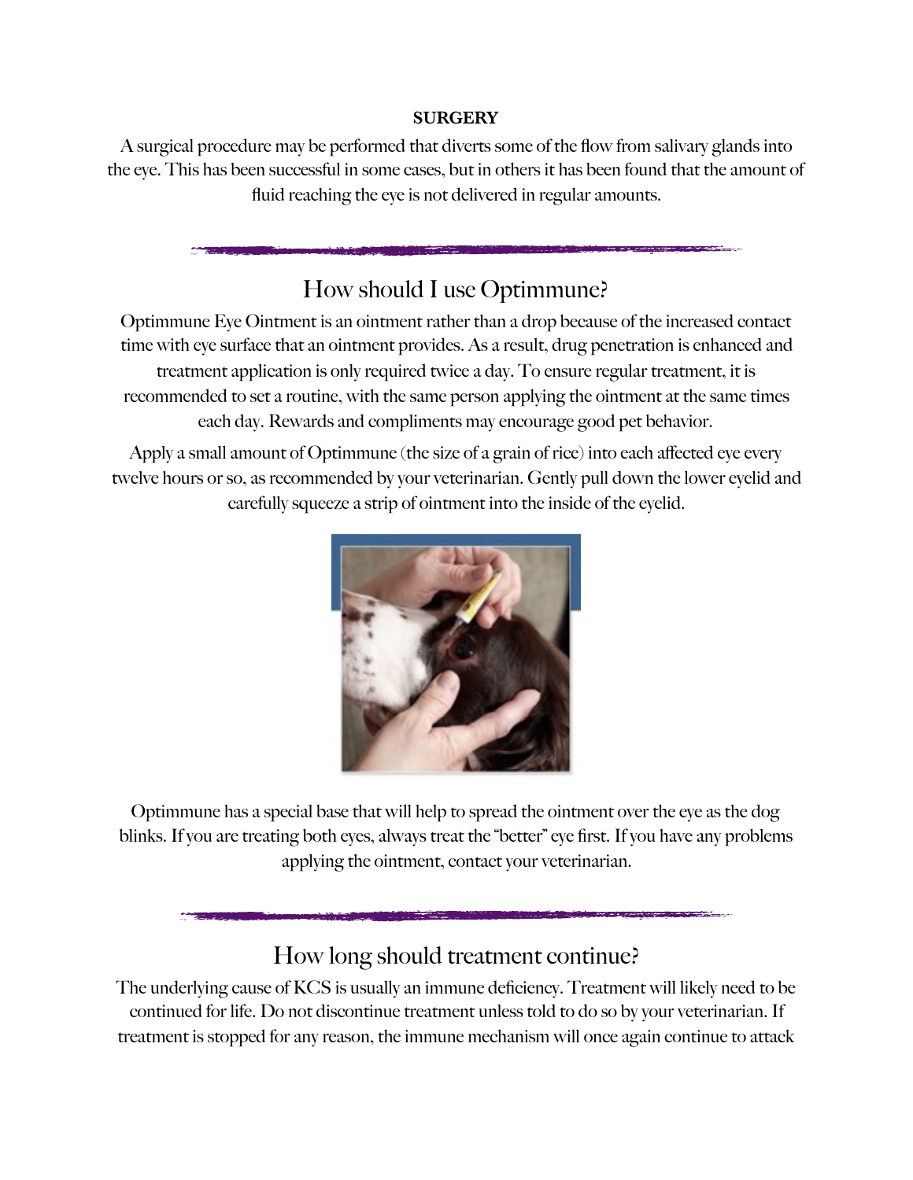**SURGERY**

A surgical procedure may be performed that diverts some of the flow from salivary glands into the eye. This has been successful in some cases, but in others it has been found that the amount of fluid reaching the eye is not delivered in regular amounts.

## How should I use Optimmune?

Optimmune Eye Ointment is an ointment rather than a drop because of the increased contact time with eye surface that an ointment provides. As a result, drug penetration is enhanced and treatment application is only required twice a day. To ensure regular treatment, it is recommended to set a routine, with the same person applying the ointment at the same times each day. Rewards and compliments may encourage good pet behavior.

Apply a small amount of Optimmune (the size of a grain of rice) into each affected eye every twelve hours or so, as recommended by your veterinarian. Gently pull down the lower eyelid and carefully squeeze a strip of ointment into the inside of the eyelid.

Optimmune has a special base that will help to spread the ointment over the eye as the dog blinks. If you are treating both eyes, always treat the "better" eye first. If you have any problems applying the ointment, contact your veterinarian.

## How long should treatment continue?

The underlying cause of KCS is usually an immune deficiency. Treatment will likely need to be continued for life. Do not discontinue treatment unless told to do so by your veterinarian. If treatment is stopped for any reason, the immune mechanism will once again continue to attack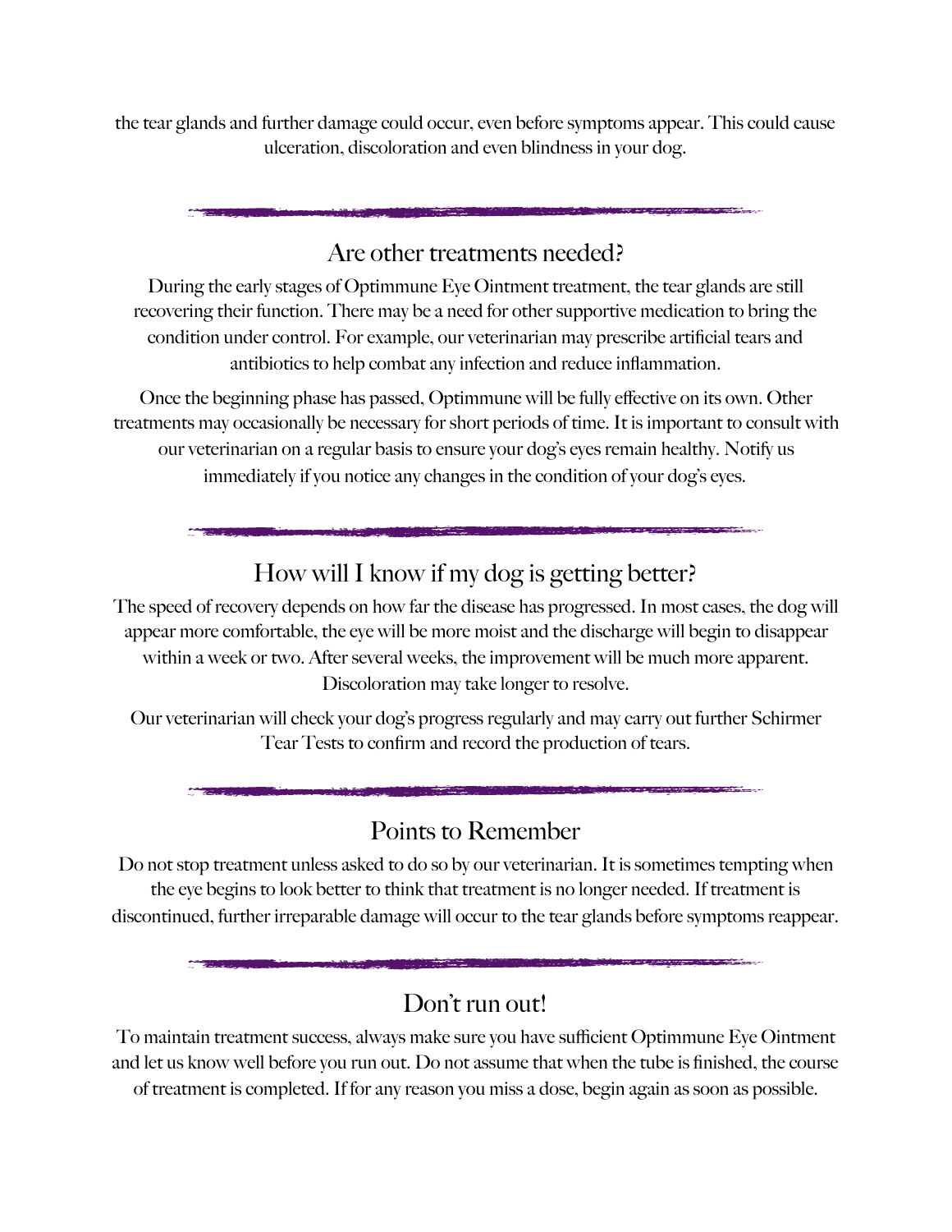the tear glands and further damage could occur, even before symptoms appear. This could cause ulceration, discoloration and even blindness in your dog.

## Are other treatments needed?

During the early stages of Optimmune Eye Ointment treatment, the tear glands are still recovering their function. There may be a need for other supportive medication to bring the condition under control. For example, our veterinarian may prescribe artificial tears and antibiotics to help combat any infection and reduce inflammation.

Once the beginning phase has passed, Optimmune will be fully effective on its own. Other treatments may occasionally be necessary for short periods of time. It is important to consult with our veterinarian on a regular basis to ensure your dog's eyes remain healthy. Notify us immediately if you notice any changes in the condition of your dog's eyes.

## How will I know if my dog is getting better?

The speed of recovery depends on how far the disease has progressed. In most cases, the dog will appear more comfortable, the eye will be more moist and the discharge will begin to disappear within a week or two. After several weeks, the improvement will be much more apparent. Discoloration may take longer to resolve.

Our veterinarian will check your dog's progress regularly and may carry out further Schirmer Tear Tests to confirm and record the production of tears.

## Points to Remember

Do not stop treatment unless asked to do so by our veterinarian. It is sometimes tempting when the eye begins to look better to think that treatment is no longer needed. If treatment is discontinued, further irreparable damage will occur to the tear glands before symptoms reappear.

## Don't run out!

To maintain treatment success, always make sure you have sufficient Optimmune Eye Ointment and let us know well before you run out. Do not assume that when the tube is finished, the course of treatment is completed. If for any reason you miss a dose, begin again as soon as possible.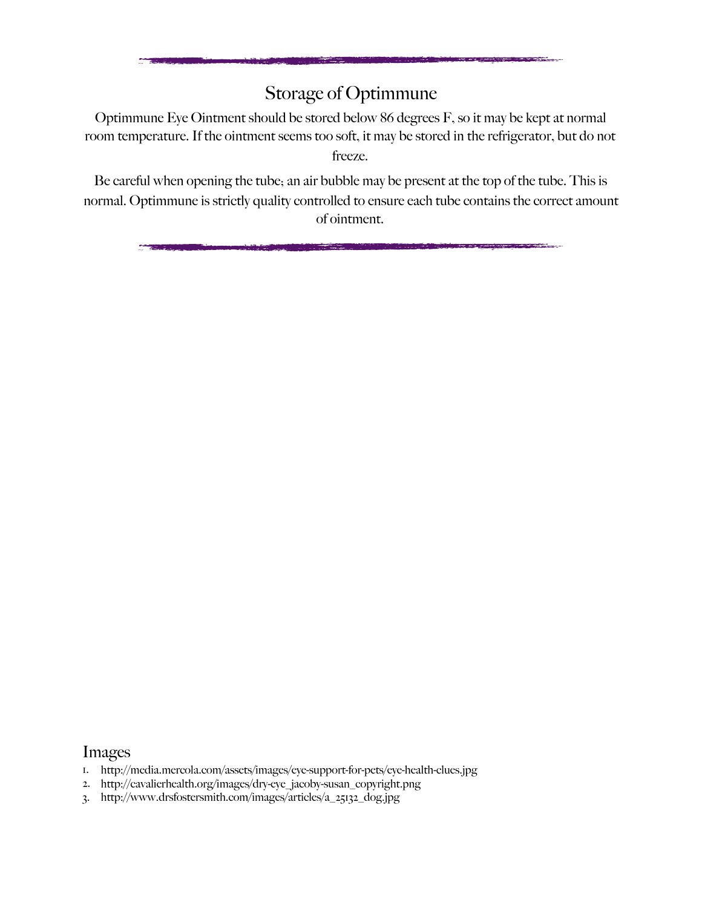## Storage of Optimmune

Optimmune Eye Ointment should be stored below 86 degrees F, so it may be kept at normal room temperature. If the ointment seems too soft, it may be stored in the refrigerator, but do not freeze.

Be careful when opening the tube; an air bubble may be present at the top of the tube. This is normal. Optimmune is strictly quality controlled to ensure each tube contains the correct amount of ointment.

## Images

1. http://media.mercola.com/assets/images/eye-support-for-pets/eye-health-clues.jpg
2. http://cavalierhealth.org/images/dry-eye_jacoby-susan_copyright.png
3. http://www.drsfostersmith.com/images/articles/a_25132_dog.jpg